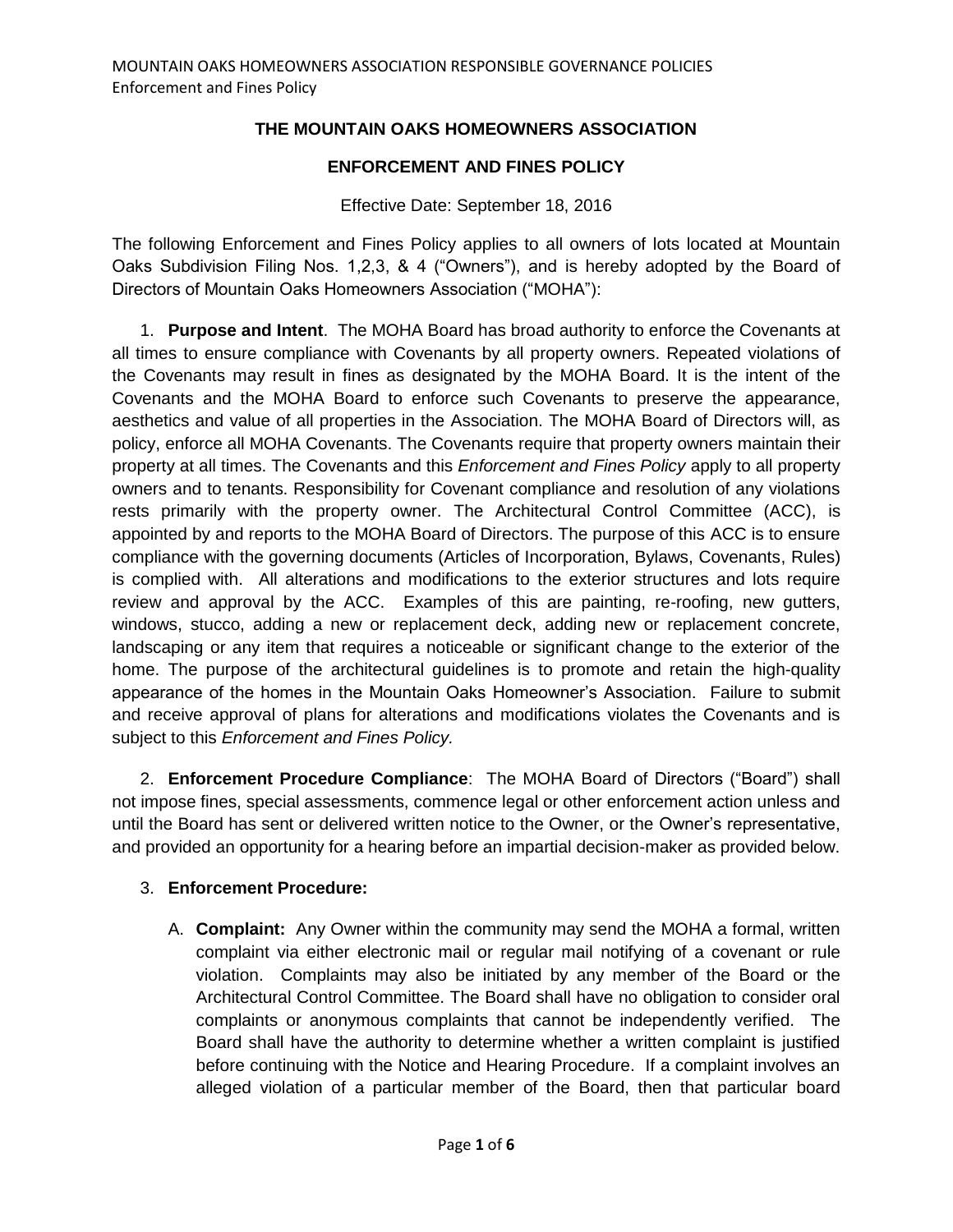# THE MOUNTAIN OAKS HOMEOWNERS ASSOCIATION

## ENFORCEMENT AND FINES POLICY

Effective Date: September 18, 2016

The following Enforcement and Fines Policy applies to all owners of lots located at Mountain Oaks Subdivision Filing Nos. 1,2,3, & 4 ("Owners"), and is hereby adopted by the Board of Directors of Mountain Oaks Homeowners Association ("MOHA"):

1. **Purpose and Intent**. The MOHA Board has broad authority to enforce the Covenants at all times to ensure compliance with Covenants by all property owners. Repeated violations of the Covenants may result in fines as designated by the MOHA Board. It is the intent of the Covenants and the MOHA Board to enforce such Covenants to preserve the appearance, aesthetics and value of all properties in the Association. The MOHA Board of Directors will, as policy, enforce all MOHA Covenants. The Covenants require that property owners maintain their property at all times. The Covenants and this *Enforcement and Fines Policy* apply to all property owners and to tenants. Responsibility for Covenant compliance and resolution of any violations rests primarily with the property owner. The Architectural Control Committee (ACC), is appointed by and reports to the MOHA Board of Directors. The purpose of this ACC is to ensure compliance with the governing documents (Articles of Incorporation, Bylaws, Covenants, Rules) is complied with. All alterations and modifications to the exterior structures and lots require review and approval by the ACC. Examples of this are painting, re-roofing, new gutters, windows, stucco, adding a new or replacement deck, adding new or replacement concrete, landscaping or any item that requires a noticeable or significant change to the exterior of the home. The purpose of the architectural guidelines is to promote and retain the high-quality appearance of the homes in the Mountain Oaks Homeowner's Association. Failure to submit and receive approval of plans for alterations and modifications violates the Covenants and is subject to this *Enforcement and Fines Policy.*

2. **Enforcement Procedure Compliance**: The MOHA Board of Directors ("Board") shall not impose fines, special assessments, commence legal or other enforcement action unless and until the Board has sent or delivered written notice to the Owner, or the Owner's representative, and provided an opportunity for a hearing before an impartial decision-maker as provided below.

3. **Enforcement Procedure:**

   A. **Complaint:** Any Owner within the community may send the MOHA a formal, written complaint via either electronic mail or regular mail notifying of a covenant or rule violation. Complaints may also be initiated by any member of the Board or the Architectural Control Committee. The Board shall have no obligation to consider oral complaints or anonymous complaints that cannot be independently verified. The Board shall have the authority to determine whether a written complaint is justified before continuing with the Notice and Hearing Procedure. If a complaint involves an alleged violation of a particular member of the Board, then that particular board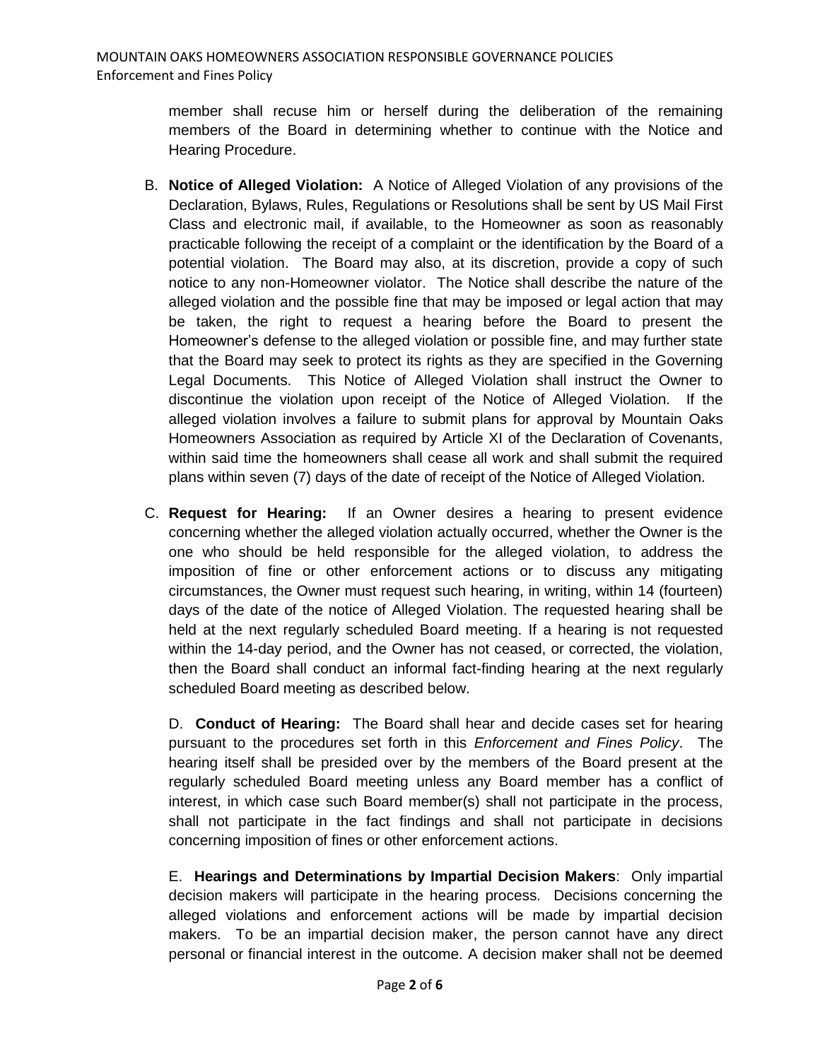member shall recuse him or herself during the deliberation of the remaining members of the Board in determining whether to continue with the Notice and Hearing Procedure.

B. **Notice of Alleged Violation:** A Notice of Alleged Violation of any provisions of the Declaration, Bylaws, Rules, Regulations or Resolutions shall be sent by US Mail First Class and electronic mail, if available, to the Homeowner as soon as reasonably practicable following the receipt of a complaint or the identification by the Board of a potential violation. The Board may also, at its discretion, provide a copy of such notice to any non-Homeowner violator. The Notice shall describe the nature of the alleged violation and the possible fine that may be imposed or legal action that may be taken, the right to request a hearing before the Board to present the Homeowner's defense to the alleged violation or possible fine, and may further state that the Board may seek to protect its rights as they are specified in the Governing Legal Documents. This Notice of Alleged Violation shall instruct the Owner to discontinue the violation upon receipt of the Notice of Alleged Violation. If the alleged violation involves a failure to submit plans for approval by Mountain Oaks Homeowners Association as required by Article XI of the Declaration of Covenants, within said time the homeowners shall cease all work and shall submit the required plans within seven (7) days of the date of receipt of the Notice of Alleged Violation.

C. **Request for Hearing:** If an Owner desires a hearing to present evidence concerning whether the alleged violation actually occurred, whether the Owner is the one who should be held responsible for the alleged violation, to address the imposition of fine or other enforcement actions or to discuss any mitigating circumstances, the Owner must request such hearing, in writing, within 14 (fourteen) days of the date of the notice of Alleged Violation. The requested hearing shall be held at the next regularly scheduled Board meeting. If a hearing is not requested within the 14-day period, and the Owner has not ceased, or corrected, the violation, then the Board shall conduct an informal fact-finding hearing at the next regularly scheduled Board meeting as described below.

D. **Conduct of Hearing:** The Board shall hear and decide cases set for hearing pursuant to the procedures set forth in this *Enforcement and Fines Policy*. The hearing itself shall be presided over by the members of the Board present at the regularly scheduled Board meeting unless any Board member has a conflict of interest, in which case such Board member(s) shall not participate in the process, shall not participate in the fact findings and shall not participate in decisions concerning imposition of fines or other enforcement actions.

E. **Hearings and Determinations by Impartial Decision Makers**: Only impartial decision makers will participate in the hearing process. Decisions concerning the alleged violations and enforcement actions will be made by impartial decision makers. To be an impartial decision maker, the person cannot have any direct personal or financial interest in the outcome. A decision maker shall not be deemed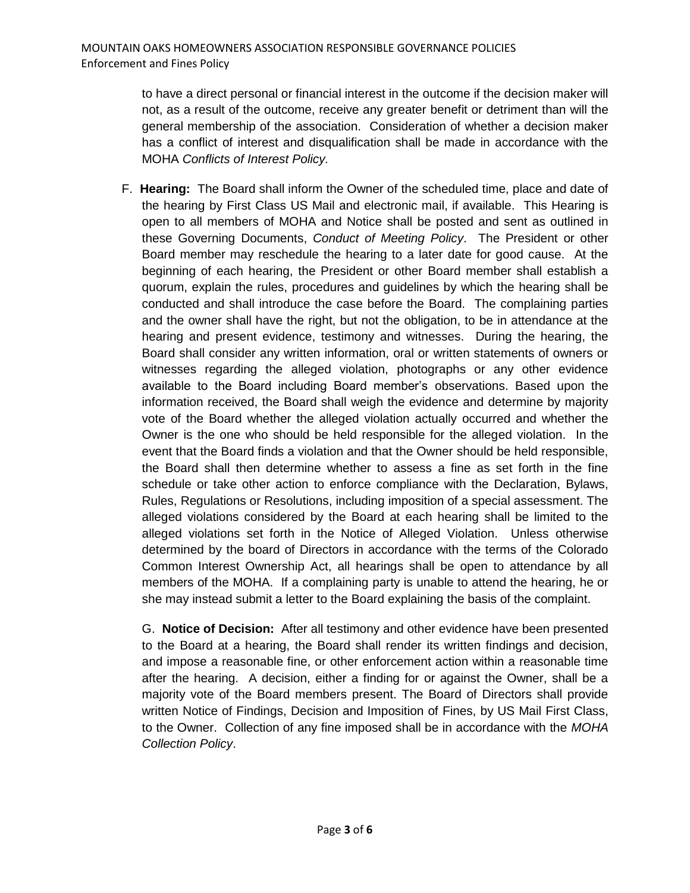to have a direct personal or financial interest in the outcome if the decision maker will not, as a result of the outcome, receive any greater benefit or detriment than will the general membership of the association. Consideration of whether a decision maker has a conflict of interest and disqualification shall be made in accordance with the MOHA *Conflicts of Interest Policy.*

F. **Hearing:** The Board shall inform the Owner of the scheduled time, place and date of the hearing by First Class US Mail and electronic mail, if available. This Hearing is open to all members of MOHA and Notice shall be posted and sent as outlined in these Governing Documents, *Conduct of Meeting Policy*. The President or other Board member may reschedule the hearing to a later date for good cause. At the beginning of each hearing, the President or other Board member shall establish a quorum, explain the rules, procedures and guidelines by which the hearing shall be conducted and shall introduce the case before the Board. The complaining parties and the owner shall have the right, but not the obligation, to be in attendance at the hearing and present evidence, testimony and witnesses. During the hearing, the Board shall consider any written information, oral or written statements of owners or witnesses regarding the alleged violation, photographs or any other evidence available to the Board including Board member's observations. Based upon the information received, the Board shall weigh the evidence and determine by majority vote of the Board whether the alleged violation actually occurred and whether the Owner is the one who should be held responsible for the alleged violation. In the event that the Board finds a violation and that the Owner should be held responsible, the Board shall then determine whether to assess a fine as set forth in the fine schedule or take other action to enforce compliance with the Declaration, Bylaws, Rules, Regulations or Resolutions, including imposition of a special assessment. The alleged violations considered by the Board at each hearing shall be limited to the alleged violations set forth in the Notice of Alleged Violation. Unless otherwise determined by the board of Directors in accordance with the terms of the Colorado Common Interest Ownership Act, all hearings shall be open to attendance by all members of the MOHA. If a complaining party is unable to attend the hearing, he or she may instead submit a letter to the Board explaining the basis of the complaint.

G. **Notice of Decision:** After all testimony and other evidence have been presented to the Board at a hearing, the Board shall render its written findings and decision, and impose a reasonable fine, or other enforcement action within a reasonable time after the hearing. A decision, either a finding for or against the Owner, shall be a majority vote of the Board members present. The Board of Directors shall provide written Notice of Findings, Decision and Imposition of Fines, by US Mail First Class, to the Owner. Collection of any fine imposed shall be in accordance with the *MOHA Collection Policy*.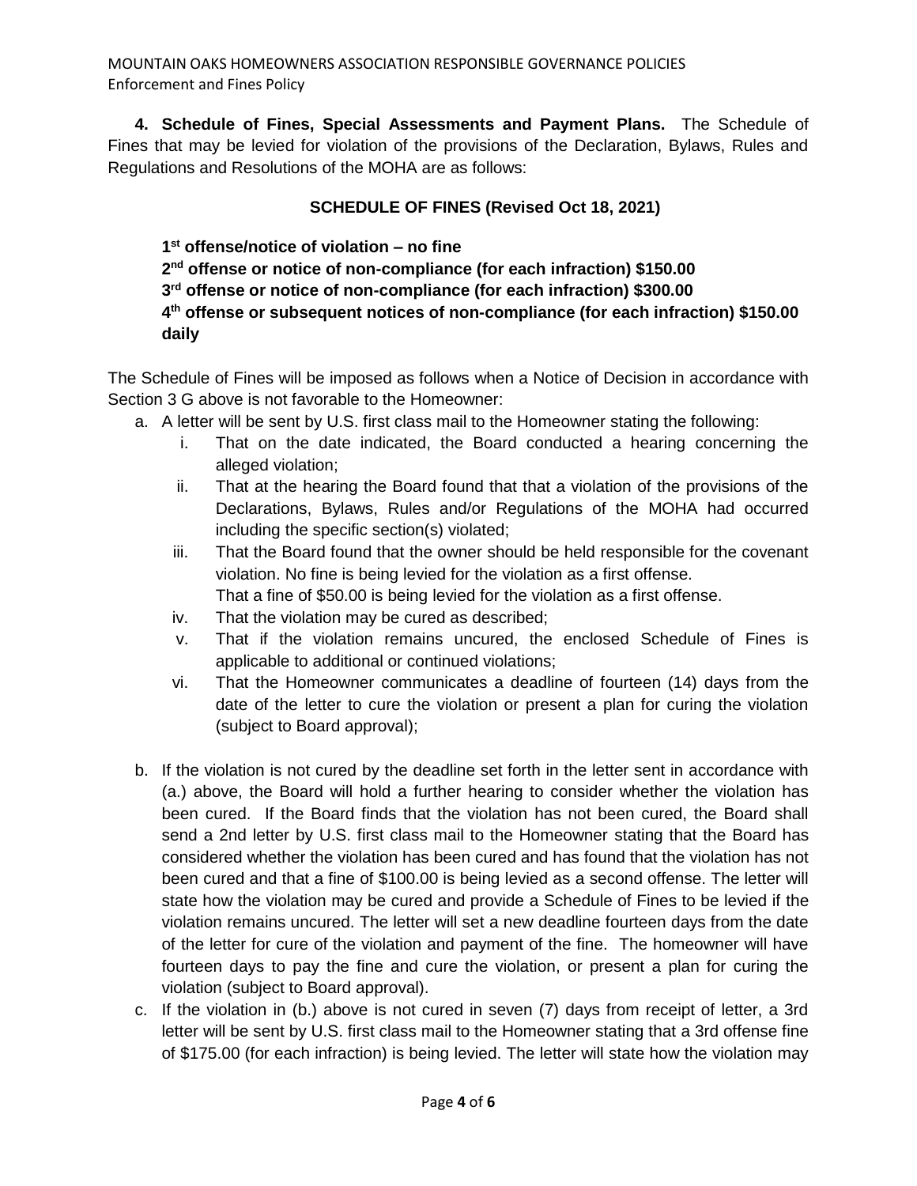**4. Schedule of Fines, Special Assessments and Payment Plans.** The Schedule of Fines that may be levied for violation of the provisions of the Declaration, Bylaws, Rules and Regulations and Resolutions of the MOHA are as follows:

**SCHEDULE OF FINES (Revised Oct 18, 2021)**

**1st offense/notice of violation – no fine**
**2nd offense or notice of non-compliance (for each infraction) $150.00**
**3rd offense or notice of non-compliance (for each infraction) $300.00**
**4th offense or subsequent notices of non-compliance (for each infraction) $150.00 daily**

The Schedule of Fines will be imposed as follows when a Notice of Decision in accordance with Section 3 G above is not favorable to the Homeowner:

a. A letter will be sent by U.S. first class mail to the Homeowner stating the following:
   i. That on the date indicated, the Board conducted a hearing concerning the alleged violation;
   ii. That at the hearing the Board found that that a violation of the provisions of the Declarations, Bylaws, Rules and/or Regulations of the MOHA had occurred including the specific section(s) violated;
   iii. That the Board found that the owner should be held responsible for the covenant violation. No fine is being levied for the violation as a first offense.
   That a fine of $50.00 is being levied for the violation as a first offense.
   iv. That the violation may be cured as described;
   v. That if the violation remains uncured, the enclosed Schedule of Fines is applicable to additional or continued violations;
   vi. That the Homeowner communicates a deadline of fourteen (14) days from the date of the letter to cure the violation or present a plan for curing the violation (subject to Board approval);

b. If the violation is not cured by the deadline set forth in the letter sent in accordance with (a.) above, the Board will hold a further hearing to consider whether the violation has been cured. If the Board finds that the violation has not been cured, the Board shall send a 2nd letter by U.S. first class mail to the Homeowner stating that the Board has considered whether the violation has been cured and has found that the violation has not been cured and that a fine of $100.00 is being levied as a second offense. The letter will state how the violation may be cured and provide a Schedule of Fines to be levied if the violation remains uncured. The letter will set a new deadline fourteen days from the date of the letter for cure of the violation and payment of the fine. The homeowner will have fourteen days to pay the fine and cure the violation, or present a plan for curing the violation (subject to Board approval).

c. If the violation in (b.) above is not cured in seven (7) days from receipt of letter, a 3rd letter will be sent by U.S. first class mail to the Homeowner stating that a 3rd offense fine of $175.00 (for each infraction) is being levied. The letter will state how the violation may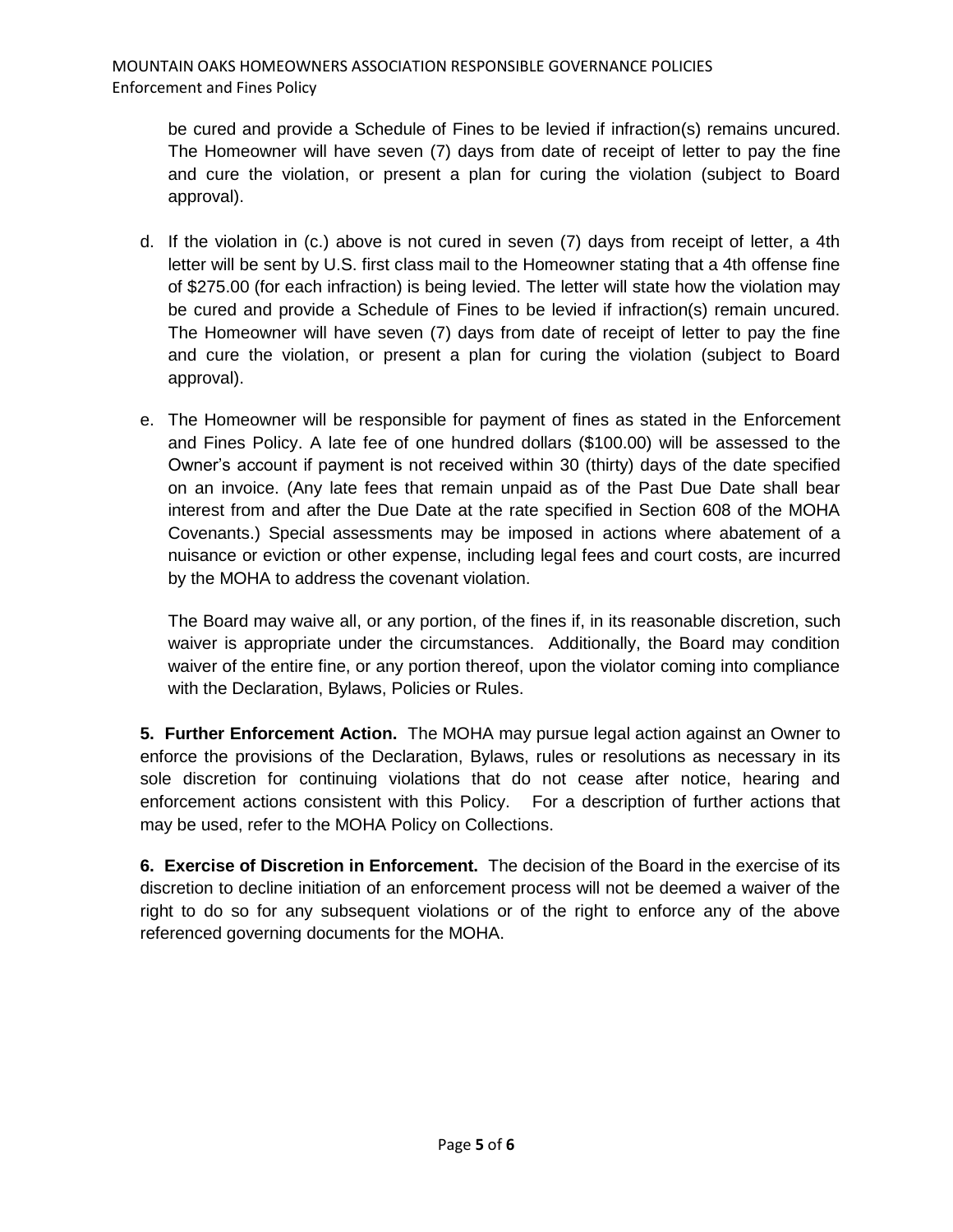be cured and provide a Schedule of Fines to be levied if infraction(s) remains uncured. The Homeowner will have seven (7) days from date of receipt of letter to pay the fine and cure the violation, or present a plan for curing the violation (subject to Board approval).

d. If the violation in (c.) above is not cured in seven (7) days from receipt of letter, a 4th letter will be sent by U.S. first class mail to the Homeowner stating that a 4th offense fine of $275.00 (for each infraction) is being levied. The letter will state how the violation may be cured and provide a Schedule of Fines to be levied if infraction(s) remain uncured. The Homeowner will have seven (7) days from date of receipt of letter to pay the fine and cure the violation, or present a plan for curing the violation (subject to Board approval).

e. The Homeowner will be responsible for payment of fines as stated in the Enforcement and Fines Policy. A late fee of one hundred dollars ($100.00) will be assessed to the Owner's account if payment is not received within 30 (thirty) days of the date specified on an invoice. (Any late fees that remain unpaid as of the Past Due Date shall bear interest from and after the Due Date at the rate specified in Section 608 of the MOHA Covenants.) Special assessments may be imposed in actions where abatement of a nuisance or eviction or other expense, including legal fees and court costs, are incurred by the MOHA to address the covenant violation.

   The Board may waive all, or any portion, of the fines if, in its reasonable discretion, such waiver is appropriate under the circumstances. Additionally, the Board may condition waiver of the entire fine, or any portion thereof, upon the violator coming into compliance with the Declaration, Bylaws, Policies or Rules.

**5. Further Enforcement Action.** The MOHA may pursue legal action against an Owner to enforce the provisions of the Declaration, Bylaws, rules or resolutions as necessary in its sole discretion for continuing violations that do not cease after notice, hearing and enforcement actions consistent with this Policy. For a description of further actions that may be used, refer to the MOHA Policy on Collections.

**6. Exercise of Discretion in Enforcement.** The decision of the Board in the exercise of its discretion to decline initiation of an enforcement process will not be deemed a waiver of the right to do so for any subsequent violations or of the right to enforce any of the above referenced governing documents for the MOHA.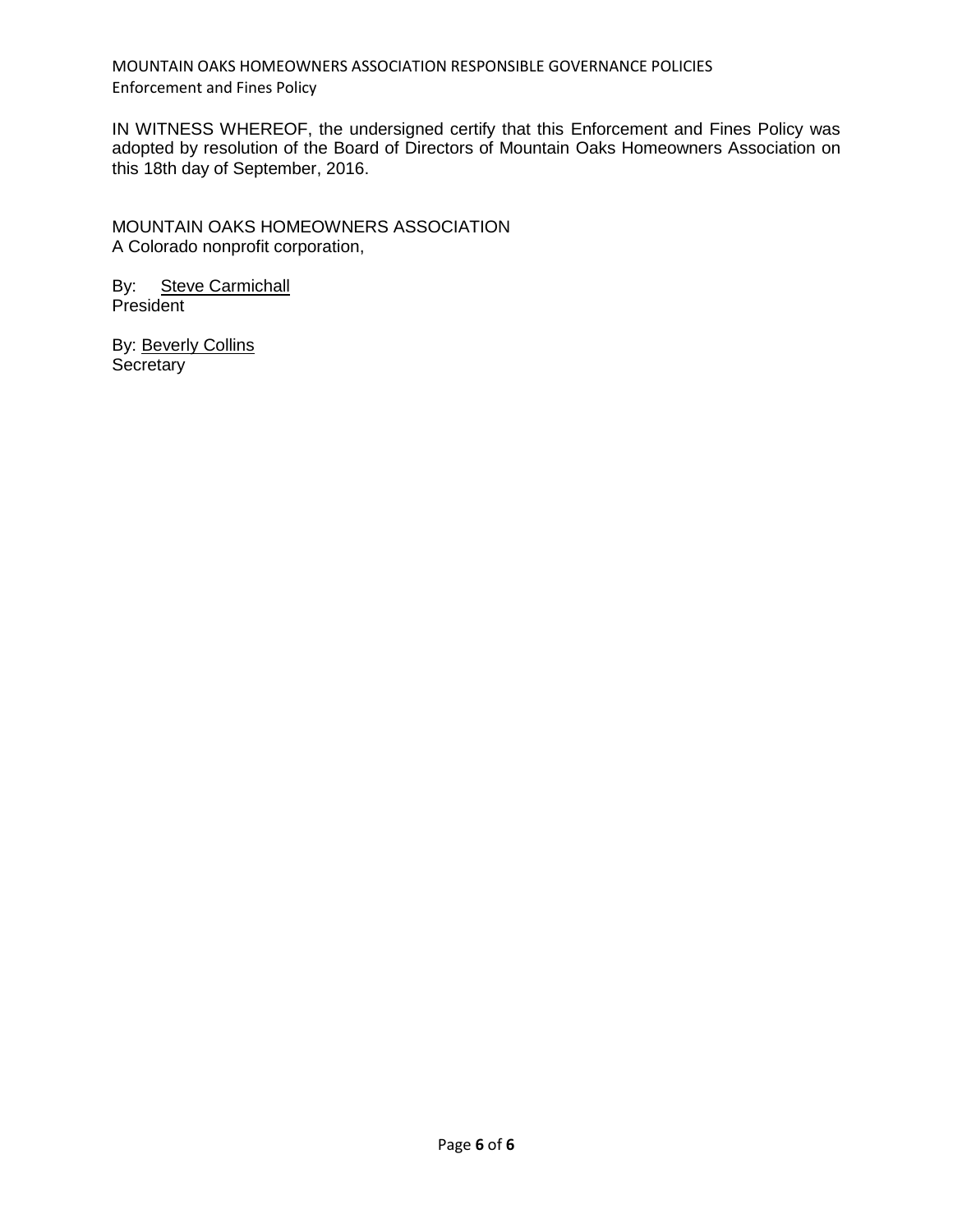IN WITNESS WHEREOF, the undersigned certify that this Enforcement and Fines Policy was adopted by resolution of the Board of Directors of Mountain Oaks Homeowners Association on this 18th day of September, 2016.

MOUNTAIN OAKS HOMEOWNERS ASSOCIATION
A Colorado nonprofit corporation,

By: Steve Carmichall
President

By: Beverly Collins
Secretary